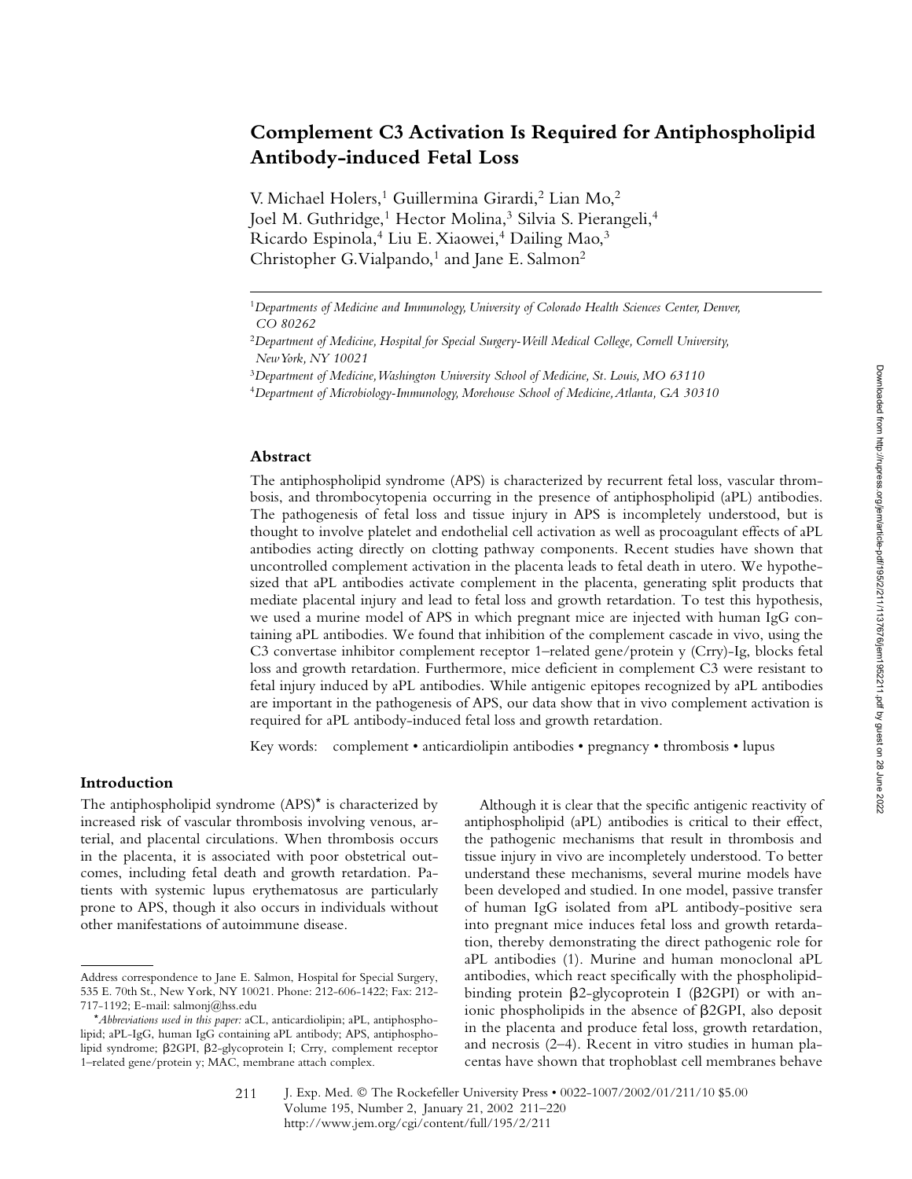# Complement C3 Activation Is Required for Antiphospholipid Antibody-induced Fetal Loss

V. Michael Holers,[1] Guillermina Girardi,[2] Lian Mo,[2] Joel M. Guthridge,[1] Hector Molina,[3] Silvia S. Pierangeli,[4] Ricardo Espinola,[4] Liu E. Xiaowei,[4] Dailing Mao,[3] Christopher G. Vialpando,[1] and Jane E. Salmon[2]

[1] *Departments of Medicine and Immunology, University of Colorado Health Sciences Center, Denver, CO 80262*

[2] *Department of Medicine, Hospital for Special Surgery-Weill Medical College, Cornell University, New York, NY 10021*

[3] *Department of Medicine, Washington University School of Medicine, St. Louis, MO 63110*

[4] *Department of Microbiology-Immunology, Morehouse School of Medicine, Atlanta, GA 30310*

## Abstract

The antiphospholipid syndrome (APS) is characterized by recurrent fetal loss, vascular thrombosis, and thrombocytopenia occurring in the presence of antiphospholipid (aPL) antibodies. The pathogenesis of fetal loss and tissue injury in APS is incompletely understood, but is thought to involve platelet and endothelial cell activation as well as procoagulant effects of aPL antibodies acting directly on clotting pathway components. Recent studies have shown that uncontrolled complement activation in the placenta leads to fetal death in utero. We hypothesized that aPL antibodies activate complement in the placenta, generating split products that mediate placental injury and lead to fetal loss and growth retardation. To test this hypothesis, we used a murine model of APS in which pregnant mice are injected with human IgG containing aPL antibodies. We found that inhibition of the complement cascade in vivo, using the C3 convertase inhibitor complement receptor 1–related gene/protein y (Crry)-Ig, blocks fetal loss and growth retardation. Furthermore, mice deficient in complement C3 were resistant to fetal injury induced by aPL antibodies. While antigenic epitopes recognized by aPL antibodies are important in the pathogenesis of APS, our data show that in vivo complement activation is required for aPL antibody-induced fetal loss and growth retardation.

Key words: complement • anticardiolipin antibodies • pregnancy • thrombosis • lupus

## Introduction

The antiphospholipid syndrome (APS)* is characterized by increased risk of vascular thrombosis involving venous, arterial, and placental circulations. When thrombosis occurs in the placenta, it is associated with poor obstetrical outcomes, including fetal death and growth retardation. Patients with systemic lupus erythematosus are particularly prone to APS, though it also occurs in individuals without other manifestations of autoimmune disease.

Although it is clear that the specific antigenic reactivity of antiphospholipid (aPL) antibodies is critical to their effect, the pathogenic mechanisms that result in thrombosis and tissue injury in vivo are incompletely understood. To better understand these mechanisms, several murine models have been developed and studied. In one model, passive transfer of human IgG isolated from aPL antibody-positive sera into pregnant mice induces fetal loss and growth retardation, thereby demonstrating the direct pathogenic role for aPL antibodies (1). Murine and human monoclonal aPL antibodies, which react specifically with the phospholipid-binding protein β2-glycoprotein I (β2GPI) or with anionic phospholipids in the absence of β2GPI, also deposit in the placenta and produce fetal loss, growth retardation, and necrosis (2–4). Recent in vitro studies in human placentas have shown that trophoblast cell membranes behave

---

Address correspondence to Jane E. Salmon, Hospital for Special Surgery, 535 E. 70th St., New York, NY 10021. Phone: 212-606-1422; Fax: 212-717-1192; E-mail: salmonj@hss.edu

**Abbreviations used in this paper:* aCL, anticardiolipin; aPL, antiphospholipid; aPL-IgG, human IgG containing aPL antibody; APS, antiphospholipid syndrome; β2GPI, β2-glycoprotein I; Crry, complement receptor 1–related gene/protein y; MAC, membrane attach complex.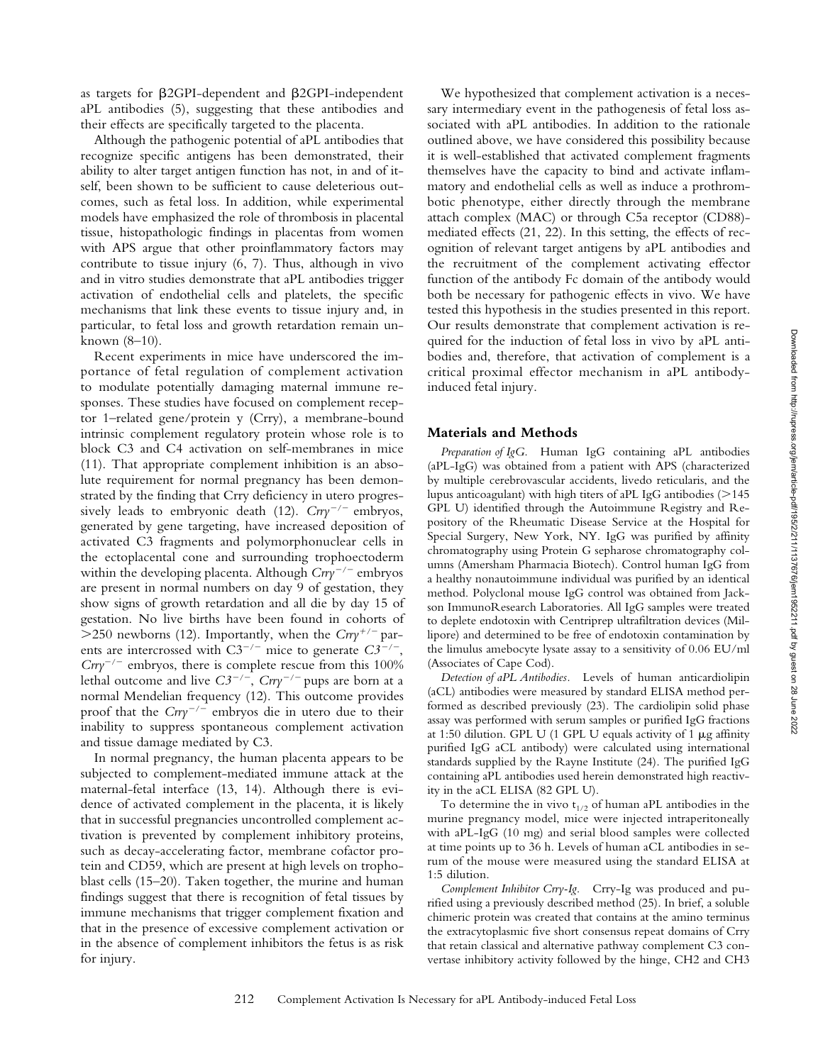as targets for β2GPI-dependent and β2GPI-independent aPL antibodies (5), suggesting that these antibodies and their effects are specifically targeted to the placenta.

Although the pathogenic potential of aPL antibodies that recognize specific antigens has been demonstrated, their ability to alter target antigen function has not, in and of itself, been shown to be sufficient to cause deleterious outcomes, such as fetal loss. In addition, while experimental models have emphasized the role of thrombosis in placental tissue, histopathologic findings in placentas from women with APS argue that other proinflammatory factors may contribute to tissue injury (6, 7). Thus, although in vivo and in vitro studies demonstrate that aPL antibodies trigger activation of endothelial cells and platelets, the specific mechanisms that link these events to tissue injury and, in particular, to fetal loss and growth retardation remain unknown (8–10).

Recent experiments in mice have underscored the importance of fetal regulation of complement activation to modulate potentially damaging maternal immune responses. These studies have focused on complement receptor 1–related gene/protein y (Crry), a membrane-bound intrinsic complement regulatory protein whose role is to block C3 and C4 activation on self-membranes in mice (11). That appropriate complement inhibition is an absolute requirement for normal pregnancy has been demonstrated by the finding that Crry deficiency in utero progressively leads to embryonic death (12). *Crry*$^{-/-}$ embryos, generated by gene targeting, have increased deposition of activated C3 fragments and polymorphonuclear cells in the ectoplacental cone and surrounding trophoectoderm within the developing placenta. Although *Crry*$^{-/-}$ embryos are present in normal numbers on day 9 of gestation, they show signs of growth retardation and all die by day 15 of gestation. No live births have been found in cohorts of >250 newborns (12). Importantly, when the *Crry*$^{+/-}$ parents are intercrossed with C3$^{-/-}$ mice to generate *C3*$^{-/-}$, *Crry*$^{-/-}$ embryos, there is complete rescue from this 100% lethal outcome and live *C3*$^{-/-}$, *Crry*$^{-/-}$ pups are born at a normal Mendelian frequency (12). This outcome provides proof that the *Crry*$^{-/-}$ embryos die in utero due to their inability to suppress spontaneous complement activation and tissue damage mediated by C3.

In normal pregnancy, the human placenta appears to be subjected to complement-mediated immune attack at the maternal-fetal interface (13, 14). Although there is evidence of activated complement in the placenta, it is likely that in successful pregnancies uncontrolled complement activation is prevented by complement inhibitory proteins, such as decay-accelerating factor, membrane cofactor protein and CD59, which are present at high levels on trophoblast cells (15–20). Taken together, the murine and human findings suggest that there is recognition of fetal tissues by immune mechanisms that trigger complement fixation and that in the presence of excessive complement activation or in the absence of complement inhibitors the fetus is as risk for injury.

We hypothesized that complement activation is a necessary intermediary event in the pathogenesis of fetal loss associated with aPL antibodies. In addition to the rationale outlined above, we have considered this possibility because it is well-established that activated complement fragments themselves have the capacity to bind and activate inflammatory and endothelial cells as well as induce a prothrombotic phenotype, either directly through the membrane attach complex (MAC) or through C5a receptor (CD88)-mediated effects (21, 22). In this setting, the effects of recognition of relevant target antigens by aPL antibodies and the recruitment of the complement activating effector function of the antibody Fc domain of the antibody would both be necessary for pathogenic effects in vivo. We have tested this hypothesis in the studies presented in this report. Our results demonstrate that complement activation is required for the induction of fetal loss in vivo by aPL antibodies and, therefore, that activation of complement is a critical proximal effector mechanism in aPL antibody-induced fetal injury.

## Materials and Methods

*Preparation of IgG.* Human IgG containing aPL antibodies (aPL-IgG) was obtained from a patient with APS (characterized by multiple cerebrovascular accidents, livedo reticularis, and the lupus anticoagulant) with high titers of aPL IgG antibodies (>145 GPL U) identified through the Autoimmune Registry and Repository of the Rheumatic Disease Service at the Hospital for Special Surgery, New York, NY. IgG was purified by affinity chromatography using Protein G sepharose chromatography columns (Amersham Pharmacia Biotech). Control human IgG from a healthy nonautoimmune individual was purified by an identical method. Polyclonal mouse IgG control was obtained from Jackson ImmunoResearch Laboratories. All IgG samples were treated to deplete endotoxin with Centriprep ultrafiltration devices (Millipore) and determined to be free of endotoxin contamination by the limulus amebocyte lysate assay to a sensitivity of 0.06 EU/ml (Associates of Cape Cod).

*Detection of aPL Antibodies.* Levels of human anticardiolipin (aCL) antibodies were measured by standard ELISA method performed as described previously (23). The cardiolipin solid phase assay was performed with serum samples or purified IgG fractions at 1:50 dilution. GPL U (1 GPL U equals activity of 1 μg affinity purified IgG aCL antibody) were calculated using international standards supplied by the Rayne Institute (24). The purified IgG containing aPL antibodies used herein demonstrated high reactivity in the aCL ELISA (82 GPL U).

To determine the in vivo $t_{1/2}$ of human aPL antibodies in the murine pregnancy model, mice were injected intraperitoneally with aPL-IgG (10 mg) and serial blood samples were collected at time points up to 36 h. Levels of human aCL antibodies in serum of the mouse were measured using the standard ELISA at 1:5 dilution.

*Complement Inhibitor Crry-Ig.* Crry-Ig was produced and purified using a previously described method (25). In brief, a soluble chimeric protein was created that contains at the amino terminus the extracytoplasmic five short consensus repeat domains of Crry that retain classical and alternative pathway complement C3 convertase inhibitory activity followed by the hinge, CH2 and CH3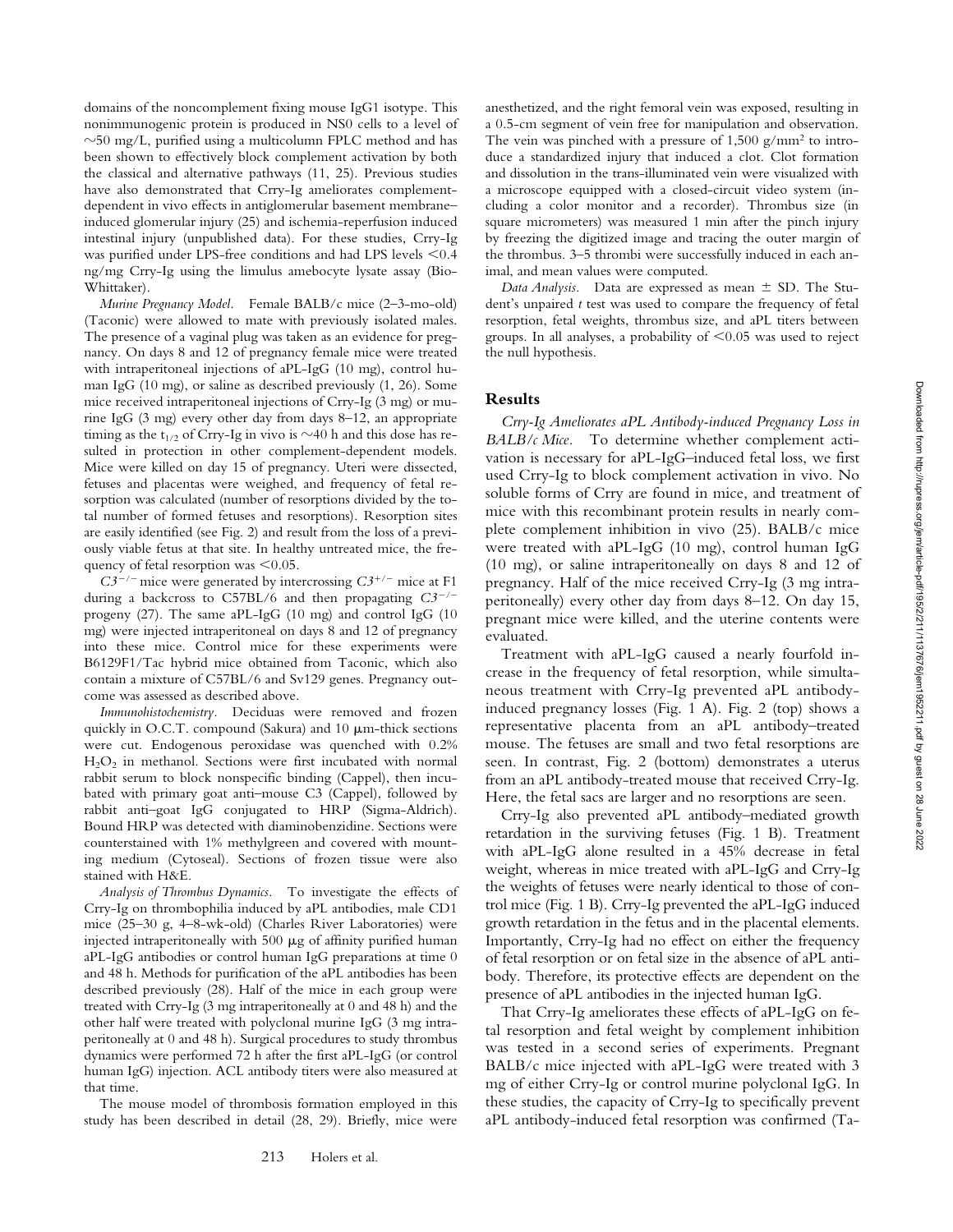domains of the noncomplement fixing mouse IgG1 isotype. This nonimmunogenic protein is produced in NS0 cells to a level of ~50 mg/L, purified using a multicolumn FPLC method and has been shown to effectively block complement activation by both the classical and alternative pathways (11, 25). Previous studies have also demonstrated that Crry-Ig ameliorates complement-dependent in vivo effects in antiglomerular basement membrane–induced glomerular injury (25) and ischemia-reperfusion induced intestinal injury (unpublished data). For these studies, Crry-Ig was purified under LPS-free conditions and had LPS levels <0.4 ng/mg Crry-Ig using the limulus amebocyte lysate assay (Bio-Whittaker).

*Murine Pregnancy Model.* Female BALB/c mice (2–3-mo-old) (Taconic) were allowed to mate with previously isolated males. The presence of a vaginal plug was taken as an evidence for pregnancy. On days 8 and 12 of pregnancy female mice were treated with intraperitoneal injections of aPL-IgG (10 mg), control human IgG (10 mg), or saline as described previously (1, 26). Some mice received intraperitoneal injections of Crry-Ig (3 mg) or murine IgG (3 mg) every other day from days 8–12, an appropriate timing as the $t_{1/2}$ of Crry-Ig in vivo is ~40 h and this dose has resulted in protection in other complement-dependent models. Mice were killed on day 15 of pregnancy. Uteri were dissected, fetuses and placentas were weighed, and frequency of fetal resorption was calculated (number of resorptions divided by the total number of formed fetuses and resorptions). Resorption sites are easily identified (see Fig. 2) and result from the loss of a previously viable fetus at that site. In healthy untreated mice, the frequency of fetal resorption was <0.05.

$C3^{-/-}$ mice were generated by intercrossing $C3^{+/-}$ mice at F1 during a backcross to C57BL/6 and then propagating $C3^{-/-}$ progeny (27). The same aPL-IgG (10 mg) and control IgG (10 mg) were injected intraperitoneal on days 8 and 12 of pregnancy into these mice. Control mice for these experiments were B6129F1/Tac hybrid mice obtained from Taconic, which also contain a mixture of C57BL/6 and Sv129 genes. Pregnancy outcome was assessed as described above.

*Immunohistochemistry.* Deciduas were removed and frozen quickly in O.C.T. compound (Sakura) and 10 μm-thick sections were cut. Endogenous peroxidase was quenched with 0.2% $H_2O_2$ in methanol. Sections were first incubated with normal rabbit serum to block nonspecific binding (Cappel), then incubated with primary goat anti–mouse C3 (Cappel), followed by rabbit anti–goat IgG conjugated to HRP (Sigma-Aldrich). Bound HRP was detected with diaminobenzidine. Sections were counterstained with 1% methylgreen and covered with mounting medium (Cytoseal). Sections of frozen tissue were also stained with H&E.

*Analysis of Thrombus Dynamics.* To investigate the effects of Crry-Ig on thrombophilia induced by aPL antibodies, male CD1 mice (25–30 g, 4–8-wk-old) (Charles River Laboratories) were injected intraperitoneally with 500 μg of affinity purified human aPL-IgG antibodies or control human IgG preparations at time 0 and 48 h. Methods for purification of the aPL antibodies has been described previously (28). Half of the mice in each group were treated with Crry-Ig (3 mg intraperitoneally at 0 and 48 h) and the other half were treated with polyclonal murine IgG (3 mg intraperitoneally at 0 and 48 h). Surgical procedures to study thrombus dynamics were performed 72 h after the first aPL-IgG (or control human IgG) injection. ACL antibody titers were also measured at that time.

The mouse model of thrombosis formation employed in this study has been described in detail (28, 29). Briefly, mice were anesthetized, and the right femoral vein was exposed, resulting in a 0.5-cm segment of vein free for manipulation and observation. The vein was pinched with a pressure of 1,500 g/mm$^2$ to introduce a standardized injury that induced a clot. Clot formation and dissolution in the trans-illuminated vein were visualized with a microscope equipped with a closed-circuit video system (including a color monitor and a recorder). Thrombus size (in square micrometers) was measured 1 min after the pinch injury by freezing the digitized image and tracing the outer margin of the thrombus. 3–5 thrombi were successfully induced in each animal, and mean values were computed.

*Data Analysis.* Data are expressed as mean ± SD. The Student's unpaired *t* test was used to compare the frequency of fetal resorption, fetal weights, thrombus size, and aPL titers between groups. In all analyses, a probability of <0.05 was used to reject the null hypothesis.

## Results

*Crry-Ig Ameliorates aPL Antibody-induced Pregnancy Loss in BALB/c Mice.* To determine whether complement activation is necessary for aPL-IgG–induced fetal loss, we first used Crry-Ig to block complement activation in vivo. No soluble forms of Crry are found in mice, and treatment of mice with this recombinant protein results in nearly complete complement inhibition in vivo (25). BALB/c mice were treated with aPL-IgG (10 mg), control human IgG (10 mg), or saline intraperitoneally on days 8 and 12 of pregnancy. Half of the mice received Crry-Ig (3 mg intraperitoneally) every other day from days 8–12. On day 15, pregnant mice were killed, and the uterine contents were evaluated.

Treatment with aPL-IgG caused a nearly fourfold increase in the frequency of fetal resorption, while simultaneous treatment with Crry-Ig prevented aPL antibody-induced pregnancy losses (Fig. 1 A). Fig. 2 (top) shows a representative placenta from an aPL antibody–treated mouse. The fetuses are small and two fetal resorptions are seen. In contrast, Fig. 2 (bottom) demonstrates a uterus from an aPL antibody-treated mouse that received Crry-Ig. Here, the fetal sacs are larger and no resorptions are seen.

Crry-Ig also prevented aPL antibody–mediated growth retardation in the surviving fetuses (Fig. 1 B). Treatment with aPL-IgG alone resulted in a 45% decrease in fetal weight, whereas in mice treated with aPL-IgG and Crry-Ig the weights of fetuses were nearly identical to those of control mice (Fig. 1 B). Crry-Ig prevented the aPL-IgG induced growth retardation in the fetus and in the placental elements. Importantly, Crry-Ig had no effect on either the frequency of fetal resorption or on fetal size in the absence of aPL antibody. Therefore, its protective effects are dependent on the presence of aPL antibodies in the injected human IgG.

That Crry-Ig ameliorates these effects of aPL-IgG on fetal resorption and fetal weight by complement inhibition was tested in a second series of experiments. Pregnant BALB/c mice injected with aPL-IgG were treated with 3 mg of either Crry-Ig or control murine polyclonal IgG. In these studies, the capacity of Crry-Ig to specifically prevent aPL antibody-induced fetal resorption was confirmed (Ta-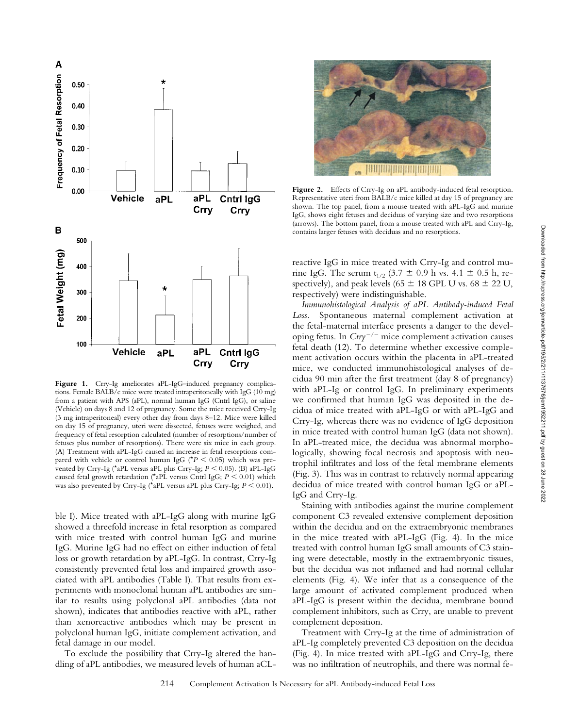**Figure 1.** Crry-Ig ameliorates aPL-IgG–induced pregnancy complications. Female BALB/c mice were treated intraperitoneally with IgG (10 mg) from a patient with APS (aPL), normal human IgG (Cntrl IgG), or saline (Vehicle) on days 8 and 12 of pregnancy. Some the mice received Crry-Ig (3 mg intraperitoneal) every other day from days 8–12. Mice were killed on day 15 of pregnancy, uteri were dissected, fetuses were weighed, and frequency of fetal resorption calculated (number of resorptions/number of fetuses plus number of resorptions). There were six mice in each group. (A) Treatment with aPL-IgG caused an increase in fetal resorptions compared with vehicle or control human IgG (*$P < 0.05$) which was prevented by Crry-Ig (*aPL versus aPL plus Crry-Ig; $P < 0.05$). (B) aPL-IgG caused fetal growth retardation (*aPL versus Cntrl IgG; $P < 0.01$) which was also prevented by Crry-Ig (*aPL versus aPL plus Crry-Ig; $P < 0.01$).

**Figure 2.** Effects of Crry-Ig on aPL antibody-induced fetal resorption. Representative uteri from BALB/c mice killed at day 15 of pregnancy are shown. The top panel, from a mouse treated with aPL-IgG and murine IgG, shows eight fetuses and deciduas of varying size and two resorptions (arrows). The bottom panel, from a mouse treated with aPL and Crry-Ig, contains larger fetuses with deciduas and no resorptions.

ble I). Mice treated with aPL-IgG along with murine IgG showed a threefold increase in fetal resorption as compared with mice treated with control human IgG and murine IgG. Murine IgG had no effect on either induction of fetal loss or growth retardation by aPL-IgG. In contrast, Crry-Ig consistently prevented fetal loss and impaired growth associated with aPL antibodies (Table I). That results from experiments with monoclonal human aPL antibodies are similar to results using polyclonal aPL antibodies (data not shown), indicates that antibodies reactive with aPL, rather than xenoreactive antibodies which may be present in polyclonal human IgG, initiate complement activation, and fetal damage in our model.

To exclude the possibility that Crry-Ig altered the handling of aPL antibodies, we measured levels of human aCL-reactive IgG in mice treated with Crry-Ig and control murine IgG. The serum $t_{1/2}$ ($3.7 \pm 0.9$ h vs. $4.1 \pm 0.5$ h, respectively), and peak levels ($65 \pm 18$ GPL U vs. $68 \pm 22$ U, respectively) were indistinguishable.

*Immunohistological Analysis of aPL Antibody-induced Fetal Loss.* Spontaneous maternal complement activation at the fetal-maternal interface presents a danger to the developing fetus. In *Crry*$^{-/-}$ mice complement activation causes fetal death (12). To determine whether excessive complement activation occurs within the placenta in aPL-treated mice, we conducted immunohistological analyses of decidua 90 min after the first treatment (day 8 of pregnancy) with aPL-Ig or control IgG. In preliminary experiments we confirmed that human IgG was deposited in the decidua of mice treated with aPL-IgG or with aPL-IgG and Crry-Ig, whereas there was no evidence of IgG deposition in mice treated with control human IgG (data not shown). In aPL-treated mice, the decidua was abnormal morphologically, showing focal necrosis and apoptosis with neutrophil infiltrates and loss of the fetal membrane elements (Fig. 3). This was in contrast to relatively normal appearing decidua of mice treated with control human IgG or aPL-IgG and Crry-Ig.

Staining with antibodies against the murine complement component C3 revealed extensive complement deposition within the decidua and on the extraembryonic membranes in the mice treated with aPL-IgG (Fig. 4). In the mice treated with control human IgG small amounts of C3 staining were detectable, mostly in the extraembryonic tissues, but the decidua was not inflamed and had normal cellular elements (Fig. 4). We infer that as a consequence of the large amount of activated complement produced when aPL-IgG is present within the decidua, membrane bound complement inhibitors, such as Crry, are unable to prevent complement deposition.

Treatment with Crry-Ig at the time of administration of aPL-Ig completely prevented C3 deposition on the decidua (Fig. 4). In mice treated with aPL-IgG and Crry-Ig, there was no infiltration of neutrophils, and there was normal fe-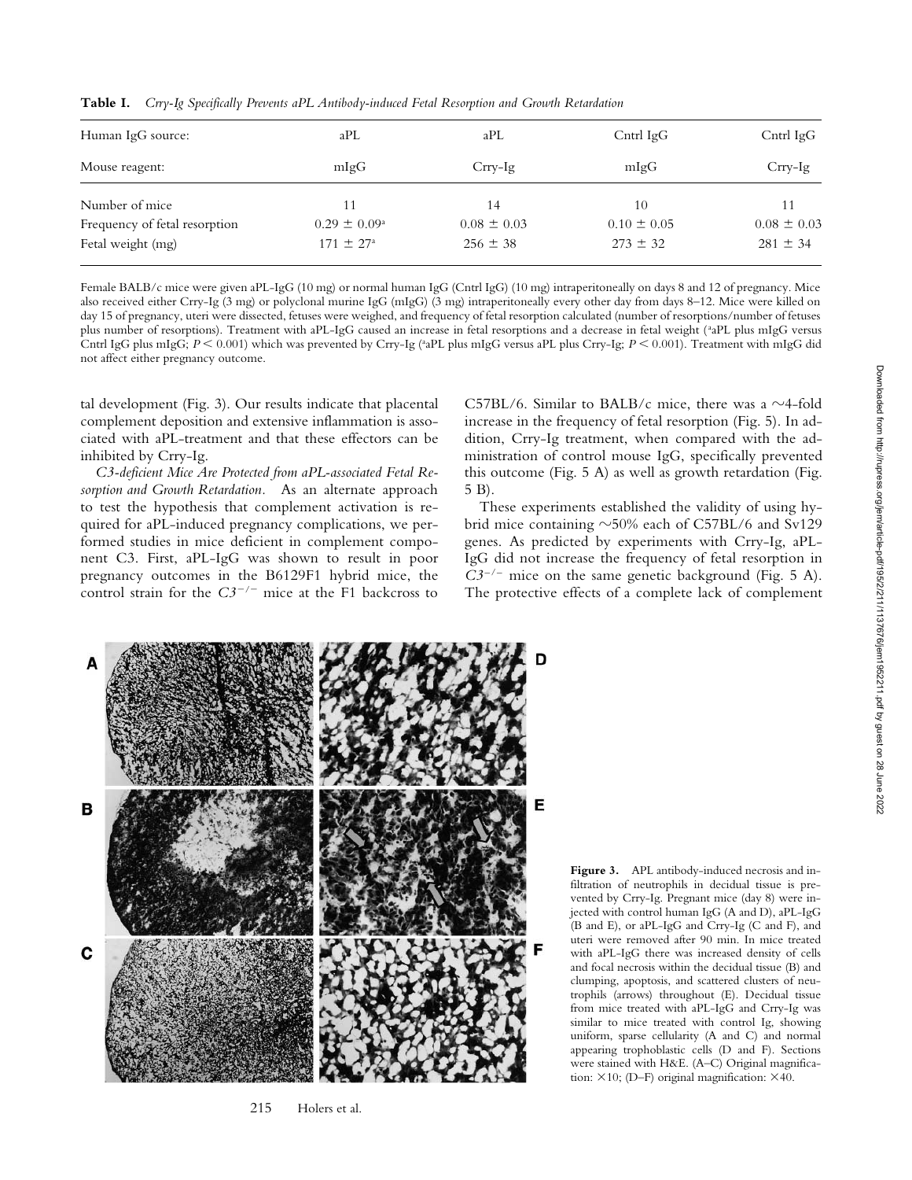**Table I.** *Crry-Ig Specifically Prevents aPL Antibody-induced Fetal Resorption and Growth Retardation*

| Human IgG source: | aPL | aPL | Cntrl IgG | Cntrl IgG |
|---|---|---|---|---|
| Mouse reagent: | mIgG | Crry-Ig | mIgG | Crry-Ig |
| Number of mice | 11 | 14 | 10 | 11 |
| Frequency of fetal resorption | 0.29 ± 0.09[a] | 0.08 ± 0.03 | 0.10 ± 0.05 | 0.08 ± 0.03 |
| Fetal weight (mg) | 171 ± 27[a] | 256 ± 38 | 273 ± 32 | 281 ± 34 |

Female BALB/c mice were given aPL-IgG (10 mg) or normal human IgG (Cntrl IgG) (10 mg) intraperitoneally on days 8 and 12 of pregnancy. Mice also received either Crry-Ig (3 mg) or polyclonal murine IgG (mIgG) (3 mg) intraperitoneally every other day from days 8–12. Mice were killed on day 15 of pregnancy, uteri were dissected, fetuses were weighed, and frequency of fetal resorption calculated (number of resorptions/number of fetuses plus number of resorptions). Treatment with aPL-IgG caused an increase in fetal resorptions and a decrease in fetal weight ([a]aPL plus mIgG versus Cntrl IgG plus mIgG; $P < 0.001$) which was prevented by Crry-Ig ([a]aPL plus mIgG versus aPL plus Crry-Ig; $P < 0.001$). Treatment with mIgG did not affect either pregnancy outcome.

tal development (Fig. 3). Our results indicate that placental complement deposition and extensive inflammation is associated with aPL-treatment and that these effectors can be inhibited by Crry-Ig.

*C3-deficient Mice Are Protected from aPL-associated Fetal Resorption and Growth Retardation.* As an alternate approach to test the hypothesis that complement activation is required for aPL-induced pregnancy complications, we performed studies in mice deficient in complement component C3. First, aPL-IgG was shown to result in poor pregnancy outcomes in the B6129F1 hybrid mice, the control strain for the $C3^{-/-}$ mice at the F1 backcross to C57BL/6. Similar to BALB/c mice, there was a ~4-fold increase in the frequency of fetal resorption (Fig. 5). In addition, Crry-Ig treatment, when compared with the administration of control mouse IgG, specifically prevented this outcome (Fig. 5 A) as well as growth retardation (Fig. 5 B).

These experiments established the validity of using hybrid mice containing ~50% each of C57BL/6 and Sv129 genes. As predicted by experiments with Crry-Ig, aPL-IgG did not increase the frequency of fetal resorption in $C3^{-/-}$ mice on the same genetic background (Fig. 5 A). The protective effects of a complete lack of complement

**Figure 3.** APL antibody-induced necrosis and infiltration of neutrophils in decidual tissue is prevented by Crry-Ig. Pregnant mice (day 8) were injected with control human IgG (A and D), aPL-IgG (B and E), or aPL-IgG and Crry-Ig (C and F), and uteri were removed after 90 min. In mice treated with aPL-IgG there was increased density of cells and focal necrosis within the decidual tissue (B) and clumping, apoptosis, and scattered clusters of neutrophils (arrows) throughout (E). Decidual tissue from mice treated with aPL-IgG and Crry-Ig was similar to mice treated with control Ig, showing uniform, sparse cellularity (A and C) and normal appearing trophoblastic cells (D and F). Sections were stained with H&E. (A–C) Original magnification: ×10; (D–F) original magnification: ×40.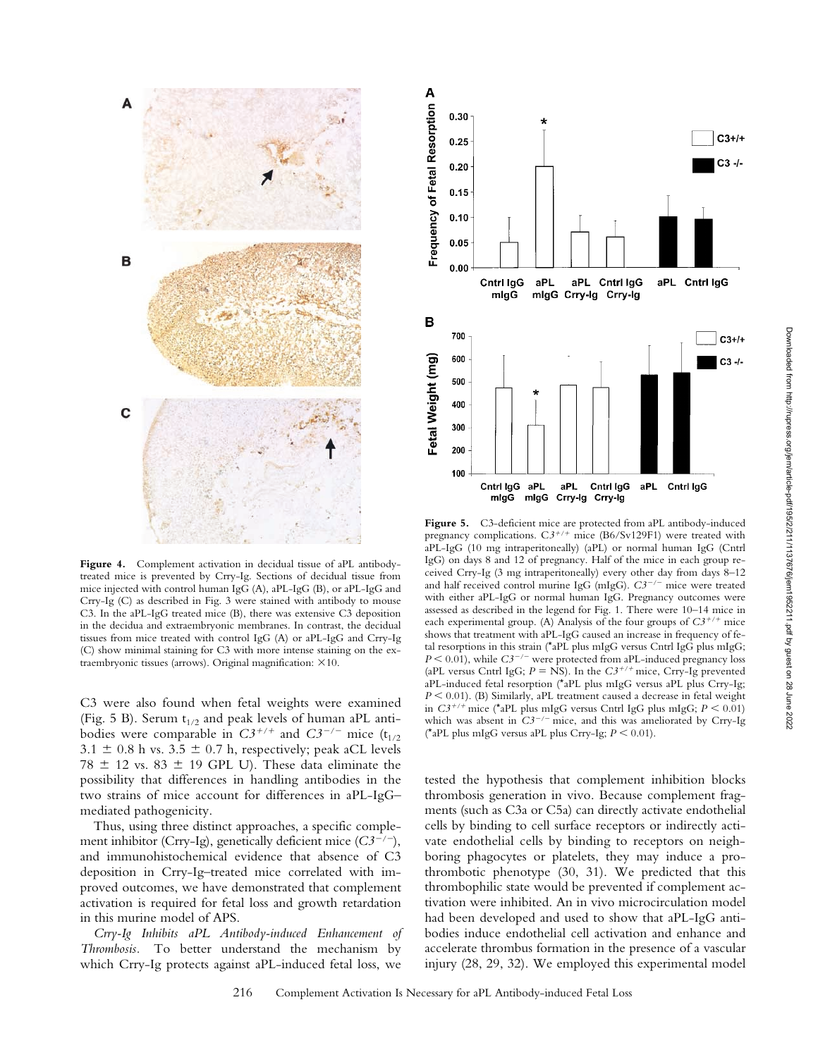**Figure 4.** Complement activation in decidual tissue of aPL antibody-treated mice is prevented by Crry-Ig. Sections of decidual tissue from mice injected with control human IgG (A), aPL-IgG (B), or aPL-IgG and Crry-Ig (C) as described in Fig. 3 were stained with antibody to mouse C3. In the aPL-IgG treated mice (B), there was extensive C3 deposition in the decidua and extraembryonic membranes. In contrast, the decidual tissues from mice treated with control IgG (A) or aPL-IgG and Crry-Ig (C) show minimal staining for C3 with more intense staining on the extraembryonic tissues (arrows). Original magnification: ×10.

**Figure 5.** C3-deficient mice are protected from aPL antibody-induced pregnancy complications. $C3^{+/+}$ mice (B6/Sv129F1) were treated with aPL-IgG (10 mg intraperitoneally) (aPL) or normal human IgG (Cntrl IgG) on days 8 and 12 of pregnancy. Half of the mice in each group received Crry-Ig (3 mg intraperitoneally) every other day from days 8–12 and half received control murine IgG (mIgG). $C3^{-/-}$ mice were treated with either aPL-IgG or normal human IgG. Pregnancy outcomes were assessed as described in the legend for Fig. 1. There were 10–14 mice in each experimental group. (A) Analysis of the four groups of $C3^{+/+}$ mice shows that treatment with aPL-IgG caused an increase in frequency of fetal resorptions in this strain (*aPL plus mIgG versus Cntrl IgG plus mIgG; $P < 0.01$), while $C3^{-/-}$ were protected from aPL-induced pregnancy loss (aPL versus Cntrl IgG; $P$ = NS). In the $C3^{+/+}$ mice, Crry-Ig prevented aPL-induced fetal resorption (*aPL plus mIgG versus aPL plus Crry-Ig; $P < 0.01$). (B) Similarly, aPL treatment caused a decrease in fetal weight in $C3^{+/+}$ mice (*aPL plus mIgG versus Cntrl IgG plus mIgG; $P < 0.01$) which was absent in $C3^{-/-}$ mice, and this was ameliorated by Crry-Ig (*aPL plus mIgG versus aPL plus Crry-Ig; $P < 0.01$).

C3 were also found when fetal weights were examined (Fig. 5 B). Serum $t_{1/2}$ and peak levels of human aPL antibodies were comparable in $C3^{+/+}$ and $C3^{-/-}$ mice ($t_{1/2}$ 3.1 ± 0.8 h vs. 3.5 ± 0.7 h, respectively; peak aCL levels 78 ± 12 vs. 83 ± 19 GPL U). These data eliminate the possibility that differences in handling antibodies in the two strains of mice account for differences in aPL-IgG–mediated pathogenicity.

Thus, using three distinct approaches, a specific complement inhibitor (Crry-Ig), genetically deficient mice ($C3^{-/-}$), and immunohistochemical evidence that absence of C3 deposition in Crry-Ig–treated mice correlated with improved outcomes, we have demonstrated that complement activation is required for fetal loss and growth retardation in this murine model of APS.

*Crry-Ig Inhibits aPL Antibody-induced Enhancement of Thrombosis.* To better understand the mechanism by which Crry-Ig protects against aPL-induced fetal loss, we tested the hypothesis that complement inhibition blocks thrombosis generation in vivo. Because complement fragments (such as C3a or C5a) can directly activate endothelial cells by binding to cell surface receptors or indirectly activate endothelial cells by binding to receptors on neighboring phagocytes or platelets, they may induce a prothrombotic phenotype (30, 31). We predicted that this thrombophilic state would be prevented if complement activation were inhibited. An in vivo microcirculation model had been developed and used to show that aPL-IgG antibodies induce endothelial cell activation and enhance and accelerate thrombus formation in the presence of a vascular injury (28, 29, 32). We employed this experimental model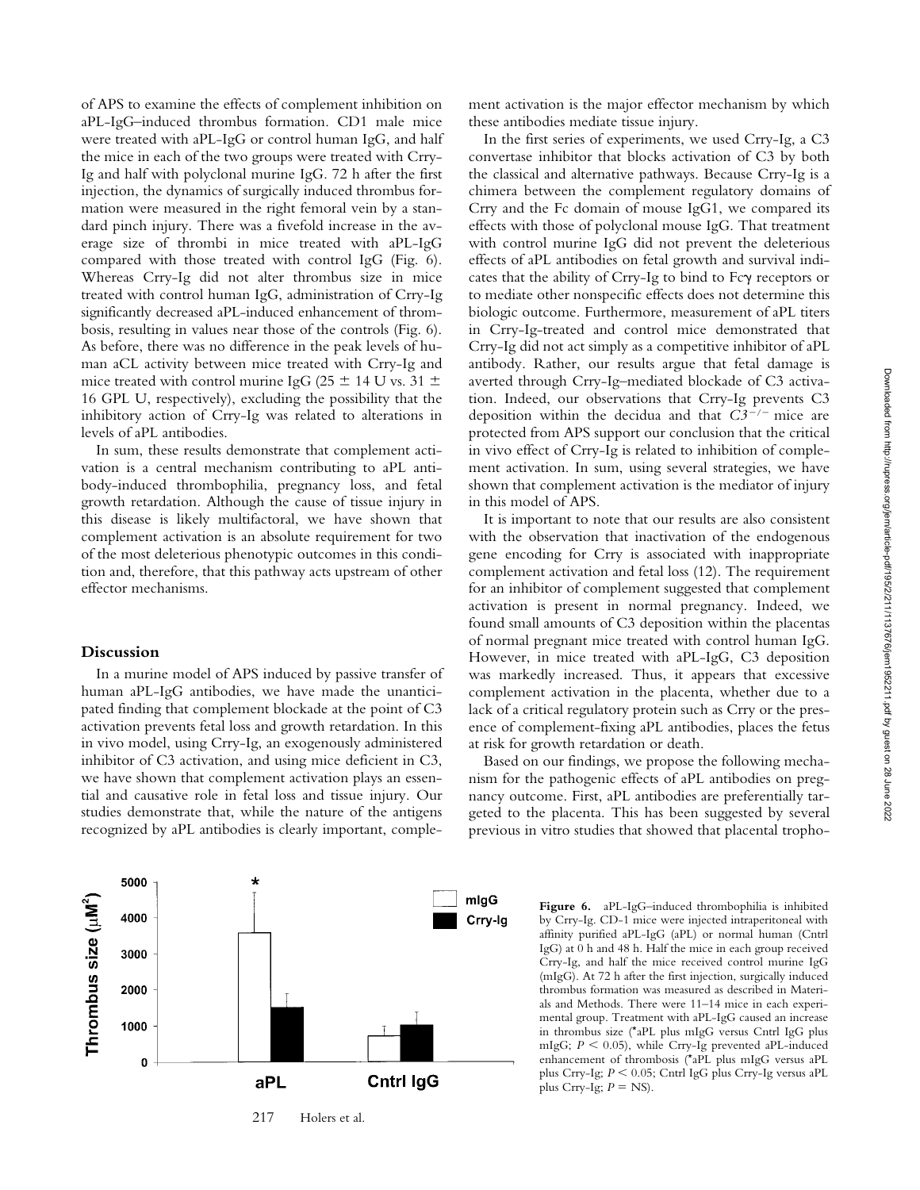of APS to examine the effects of complement inhibition on aPL-IgG–induced thrombus formation. CD1 male mice were treated with aPL-IgG or control human IgG, and half the mice in each of the two groups were treated with Crry-Ig and half with polyclonal murine IgG. 72 h after the first injection, the dynamics of surgically induced thrombus formation were measured in the right femoral vein by a standard pinch injury. There was a fivefold increase in the average size of thrombi in mice treated with aPL-IgG compared with those treated with control IgG (Fig. 6). Whereas Crry-Ig did not alter thrombus size in mice treated with control human IgG, administration of Crry-Ig significantly decreased aPL-induced enhancement of thrombosis, resulting in values near those of the controls (Fig. 6). As before, there was no difference in the peak levels of human aCL activity between mice treated with Crry-Ig and mice treated with control murine IgG (25 ± 14 U vs. 31 ± 16 GPL U, respectively), excluding the possibility that the inhibitory action of Crry-Ig was related to alterations in levels of aPL antibodies.

In sum, these results demonstrate that complement activation is a central mechanism contributing to aPL antibody-induced thrombophilia, pregnancy loss, and fetal growth retardation. Although the cause of tissue injury in this disease is likely multifactoral, we have shown that complement activation is an absolute requirement for two of the most deleterious phenotypic outcomes in this condition and, therefore, that this pathway acts upstream of other effector mechanisms.

## Discussion

In a murine model of APS induced by passive transfer of human aPL-IgG antibodies, we have made the unanticipated finding that complement blockade at the point of C3 activation prevents fetal loss and growth retardation. In this in vivo model, using Crry-Ig, an exogenously administered inhibitor of C3 activation, and using mice deficient in C3, we have shown that complement activation plays an essential and causative role in fetal loss and tissue injury. Our studies demonstrate that, while the nature of the antigens recognized by aPL antibodies is clearly important, complement activation is the major effector mechanism by which these antibodies mediate tissue injury.

In the first series of experiments, we used Crry-Ig, a C3 convertase inhibitor that blocks activation of C3 by both the classical and alternative pathways. Because Crry-Ig is a chimera between the complement regulatory domains of Crry and the Fc domain of mouse IgG1, we compared its effects with those of polyclonal mouse IgG. That treatment with control murine IgG did not prevent the deleterious effects of aPL antibodies on fetal growth and survival indicates that the ability of Crry-Ig to bind to Fcγ receptors or to mediate other nonspecific effects does not determine this biologic outcome. Furthermore, measurement of aPL titers in Crry-Ig-treated and control mice demonstrated that Crry-Ig did not act simply as a competitive inhibitor of aPL antibody. Rather, our results argue that fetal damage is averted through Crry-Ig–mediated blockade of C3 activation. Indeed, our observations that Crry-Ig prevents C3 deposition within the decidua and that $C3^{-/-}$ mice are protected from APS support our conclusion that the critical in vivo effect of Crry-Ig is related to inhibition of complement activation. In sum, using several strategies, we have shown that complement activation is the mediator of injury in this model of APS.

It is important to note that our results are also consistent with the observation that inactivation of the endogenous gene encoding for Crry is associated with inappropriate complement activation and fetal loss (12). The requirement for an inhibitor of complement suggested that complement activation is present in normal pregnancy. Indeed, we found small amounts of C3 deposition within the placentas of normal pregnant mice treated with control human IgG. However, in mice treated with aPL-IgG, C3 deposition was markedly increased. Thus, it appears that excessive complement activation in the placenta, whether due to a lack of a critical regulatory protein such as Crry or the presence of complement-fixing aPL antibodies, places the fetus at risk for growth retardation or death.

Based on our findings, we propose the following mechanism for the pathogenic effects of aPL antibodies on pregnancy outcome. First, aPL antibodies are preferentially targeted to the placenta. This has been suggested by several previous in vitro studies that showed that placental tropho-

**Figure 6.** aPL-IgG–induced thrombophilia is inhibited by Crry-Ig. CD-1 mice were injected intraperitoneal with affinity purified aPL-IgG (aPL) or normal human (Cntrl IgG) at 0 h and 48 h. Half the mice in each group received Crry-Ig, and half the mice received control murine IgG (mIgG). At 72 h after the first injection, surgically induced thrombus formation was measured as described in Materials and Methods. There were 11–14 mice in each experimental group. Treatment with aPL-IgG caused an increase in thrombus size (*aPL plus mIgG versus Cntrl IgG plus mIgG; $P < 0.05$), while Crry-Ig prevented aPL-induced enhancement of thrombosis (*aPL plus mIgG versus aPL plus Crry-Ig; $P < 0.05$; Cntrl IgG plus Crry-Ig versus aPL plus Crry-Ig; $P =$ NS).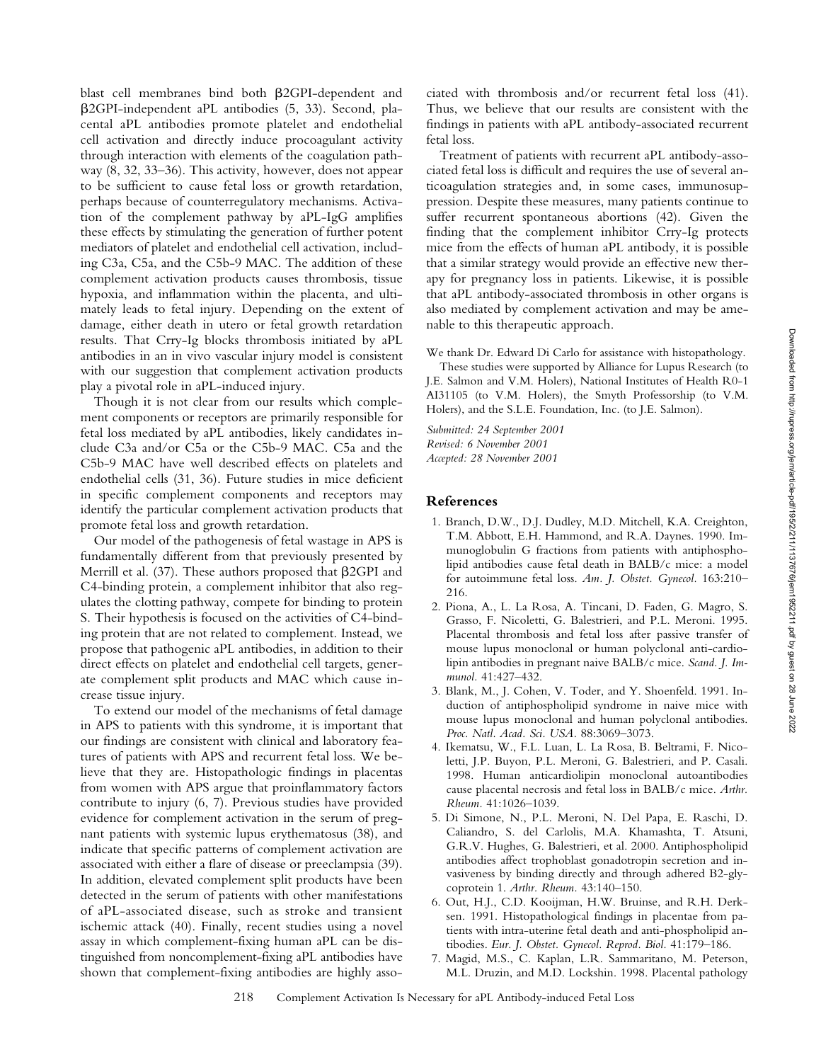blast cell membranes bind both β2GPI-dependent and β2GPI-independent aPL antibodies (5, 33). Second, placental aPL antibodies promote platelet and endothelial cell activation and directly induce procoagulant activity through interaction with elements of the coagulation pathway (8, 32, 33–36). This activity, however, does not appear to be sufficient to cause fetal loss or growth retardation, perhaps because of counterregulatory mechanisms. Activation of the complement pathway by aPL-IgG amplifies these effects by stimulating the generation of further potent mediators of platelet and endothelial cell activation, including C3a, C5a, and the C5b-9 MAC. The addition of these complement activation products causes thrombosis, tissue hypoxia, and inflammation within the placenta, and ultimately leads to fetal injury. Depending on the extent of damage, either death in utero or fetal growth retardation results. That Crry-Ig blocks thrombosis initiated by aPL antibodies in an in vivo vascular injury model is consistent with our suggestion that complement activation products play a pivotal role in aPL-induced injury.

Though it is not clear from our results which complement components or receptors are primarily responsible for fetal loss mediated by aPL antibodies, likely candidates include C3a and/or C5a or the C5b-9 MAC. C5a and the C5b-9 MAC have well described effects on platelets and endothelial cells (31, 36). Future studies in mice deficient in specific complement components and receptors may identify the particular complement activation products that promote fetal loss and growth retardation.

Our model of the pathogenesis of fetal wastage in APS is fundamentally different from that previously presented by Merrill et al. (37). These authors proposed that β2GPI and C4-binding protein, a complement inhibitor that also regulates the clotting pathway, compete for binding to protein S. Their hypothesis is focused on the activities of C4-binding protein that are not related to complement. Instead, we propose that pathogenic aPL antibodies, in addition to their direct effects on platelet and endothelial cell targets, generate complement split products and MAC which cause increase tissue injury.

To extend our model of the mechanisms of fetal damage in APS to patients with this syndrome, it is important that our findings are consistent with clinical and laboratory features of patients with APS and recurrent fetal loss. We believe that they are. Histopathologic findings in placentas from women with APS argue that proinflammatory factors contribute to injury (6, 7). Previous studies have provided evidence for complement activation in the serum of pregnant patients with systemic lupus erythematosus (38), and indicate that specific patterns of complement activation are associated with either a flare of disease or preeclampsia (39). In addition, elevated complement split products have been detected in the serum of patients with other manifestations of aPL-associated disease, such as stroke and transient ischemic attack (40). Finally, recent studies using a novel assay in which complement-fixing human aPL can be distinguished from noncomplement-fixing aPL antibodies have shown that complement-fixing antibodies are highly associated with thrombosis and/or recurrent fetal loss (41). Thus, we believe that our results are consistent with the findings in patients with aPL antibody-associated recurrent fetal loss.

Treatment of patients with recurrent aPL antibody-associated fetal loss is difficult and requires the use of several anticoagulation strategies and, in some cases, immunosuppression. Despite these measures, many patients continue to suffer recurrent spontaneous abortions (42). Given the finding that the complement inhibitor Crry-Ig protects mice from the effects of human aPL antibody, it is possible that a similar strategy would provide an effective new therapy for pregnancy loss in patients. Likewise, it is possible that aPL antibody-associated thrombosis in other organs is also mediated by complement activation and may be amenable to this therapeutic approach.

We thank Dr. Edward Di Carlo for assistance with histopathology.

These studies were supported by Alliance for Lupus Research (to J.E. Salmon and V.M. Holers), National Institutes of Health R0-1 AI31105 (to V.M. Holers), the Smyth Professorship (to V.M. Holers), and the S.L.E. Foundation, Inc. (to J.E. Salmon).

*Submitted: 24 September 2001*
*Revised: 6 November 2001*
*Accepted: 28 November 2001*

## References

1. Branch, D.W., D.J. Dudley, M.D. Mitchell, K.A. Creighton, T.M. Abbott, E.H. Hammond, and R.A. Daynes. 1990. Immunoglobulin G fractions from patients with antiphospholipid antibodies cause fetal death in BALB/c mice: a model for autoimmune fetal loss. *Am. J. Obstet. Gynecol.* 163:210–216.
2. Piona, A., L. La Rosa, A. Tincani, D. Faden, G. Magro, S. Grasso, F. Nicoletti, G. Balestrieri, and P.L. Meroni. 1995. Placental thrombosis and fetal loss after passive transfer of mouse lupus monoclonal or human polyclonal anti-cardiolipin antibodies in pregnant naive BALB/c mice. *Scand. J. Immunol.* 41:427–432.
3. Blank, M., J. Cohen, V. Toder, and Y. Shoenfeld. 1991. Induction of antiphospholipid syndrome in naive mice with mouse lupus monoclonal and human polyclonal antibodies. *Proc. Natl. Acad. Sci. USA.* 88:3069–3073.
4. Ikematsu, W., F.L. Luan, L. La Rosa, B. Beltrami, F. Nicoletti, J.P. Buyon, P.L. Meroni, G. Balestrieri, and P. Casali. 1998. Human anticardiolipin monoclonal autoantibodies cause placental necrosis and fetal loss in BALB/c mice. *Arthr. Rheum.* 41:1026–1039.
5. Di Simone, N., P.L. Meroni, N. Del Papa, E. Raschi, D. Caliandro, S. del Carlolis, M.A. Khamashta, T. Atsuni, G.R.V. Hughes, G. Balestrieri, et al. 2000. Antiphospholipid antibodies affect trophoblast gonadotropin secretion and invasiveness by binding directly and through adhered B2-glycoprotein 1. *Arthr. Rheum.* 43:140–150.
6. Out, H.J., C.D. Kooijman, H.W. Bruinse, and R.H. Derksen. 1991. Histopathological findings in placentae from patients with intra-uterine fetal death and anti-phospholipid antibodies. *Eur. J. Obstet. Gynecol. Reprod. Biol.* 41:179–186.
7. Magid, M.S., C. Kaplan, L.R. Sammaritano, M. Peterson, M.L. Druzin, and M.D. Lockshin. 1998. Placental pathology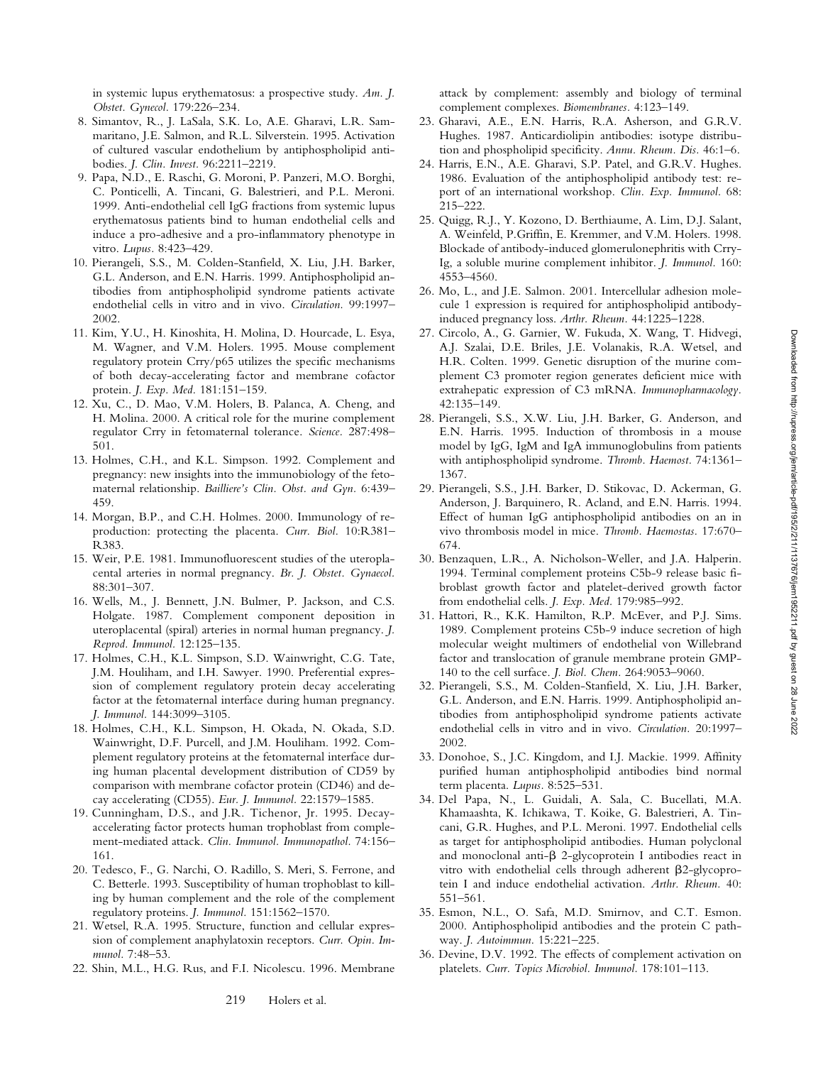in systemic lupus erythematosus: a prospective study. *Am. J. Obstet. Gynecol.* 179:226–234.

8. Simantov, R., J. LaSala, S.K. Lo, A.E. Gharavi, L.R. Sammaritano, J.E. Salmon, and R.L. Silverstein. 1995. Activation of cultured vascular endothelium by antiphospholipid antibodies. *J. Clin. Invest.* 96:2211–2219.
9. Papa, N.D., E. Raschi, G. Moroni, P. Panzeri, M.O. Borghi, C. Ponticelli, A. Tincani, G. Balestrieri, and P.L. Meroni. 1999. Anti-endothelial cell IgG fractions from systemic lupus erythematosus patients bind to human endothelial cells and induce a pro-adhesive and a pro-inflammatory phenotype in vitro. *Lupus.* 8:423–429.
10. Pierangeli, S.S., M. Colden-Stanfield, X. Liu, J.H. Barker, G.L. Anderson, and E.N. Harris. 1999. Antiphospholipid antibodies from antiphospholipid syndrome patients activate endothelial cells in vitro and in vivo. *Circulation.* 99:1997–2002.
11. Kim, Y.U., H. Kinoshita, H. Molina, D. Hourcade, L. Esya, M. Wagner, and V.M. Holers. 1995. Mouse complement regulatory protein Crry/p65 utilizes the specific mechanisms of both decay-accelerating factor and membrane cofactor protein. *J. Exp. Med.* 181:151–159.
12. Xu, C., D. Mao, V.M. Holers, B. Palanca, A. Cheng, and H. Molina. 2000. A critical role for the murine complement regulator Crry in fetomaternal tolerance. *Science.* 287:498–501.
13. Holmes, C.H., and K.L. Simpson. 1992. Complement and pregnancy: new insights into the immunobiology of the fetomaternal relationship. *Bailliere's Clin. Obst. and Gyn.* 6:439–459.
14. Morgan, B.P., and C.H. Holmes. 2000. Immunology of reproduction: protecting the placenta. *Curr. Biol.* 10:R381–R383.
15. Weir, P.E. 1981. Immunofluorescent studies of the uteroplacental arteries in normal pregnancy. *Br. J. Obstet. Gynaecol.* 88:301–307.
16. Wells, M., J. Bennett, J.N. Bulmer, P. Jackson, and C.S. Holgate. 1987. Complement component deposition in uteroplacental (spiral) arteries in normal human pregnancy. *J. Reprod. Immunol.* 12:125–135.
17. Holmes, C.H., K.L. Simpson, S.D. Wainwright, C.G. Tate, J.M. Houliham, and I.H. Sawyer. 1990. Preferential expression of complement regulatory protein decay accelerating factor at the fetomaternal interface during human pregnancy. *J. Immunol.* 144:3099–3105.
18. Holmes, C.H., K.L. Simpson, H. Okada, N. Okada, S.D. Wainwright, D.F. Purcell, and J.M. Houliham. 1992. Complement regulatory proteins at the fetomaternal interface during human placental development distribution of CD59 by comparison with membrane cofactor protein (CD46) and decay accelerating (CD55). *Eur. J. Immunol.* 22:1579–1585.
19. Cunningham, D.S., and J.R. Tichenor, Jr. 1995. Decay-accelerating factor protects human trophoblast from complement-mediated attack. *Clin. Immunol. Immunopathol.* 74:156–161.
20. Tedesco, F., G. Narchi, O. Radillo, S. Meri, S. Ferrone, and C. Betterle. 1993. Susceptibility of human trophoblast to killing by human complement and the role of the complement regulatory proteins. *J. Immunol.* 151:1562–1570.
21. Wetsel, R.A. 1995. Structure, function and cellular expression of complement anaphylatoxin receptors. *Curr. Opin. Immunol.* 7:48–53.
22. Shin, M.L., H.G. Rus, and F.I. Nicolescu. 1996. Membrane attack by complement: assembly and biology of terminal complement complexes. *Biomembranes.* 4:123–149.
23. Gharavi, A.E., E.N. Harris, R.A. Asherson, and G.R.V. Hughes. 1987. Anticardiolipin antibodies: isotype distribution and phospholipid specificity. *Annu. Rheum. Dis.* 46:1–6.
24. Harris, E.N., A.E. Gharavi, S.P. Patel, and G.R.V. Hughes. 1986. Evaluation of the antiphospholipid antibody test: report of an international workshop. *Clin. Exp. Immunol.* 68: 215–222.
25. Quigg, R.J., Y. Kozono, D. Berthiaume, A. Lim, D.J. Salant, A. Weinfeld, P.Griffin, E. Kremmer, and V.M. Holers. 1998. Blockade of antibody-induced glomerulonephritis with Crry-Ig, a soluble murine complement inhibitor. *J. Immunol.* 160: 4553–4560.
26. Mo, L., and J.E. Salmon. 2001. Intercellular adhesion molecule 1 expression is required for antiphospholipid antibody-induced pregnancy loss. *Arthr. Rheum.* 44:1225–1228.
27. Circolo, A., G. Garnier, W. Fukuda, X. Wang, T. Hidvegi, A.J. Szalai, D.E. Briles, J.E. Volanakis, R.A. Wetsel, and H.R. Colten. 1999. Genetic disruption of the murine complement C3 promoter region generates deficient mice with extrahepatic expression of C3 mRNA. *Immunopharmacology.* 42:135–149.
28. Pierangeli, S.S., X.W. Liu, J.H. Barker, G. Anderson, and E.N. Harris. 1995. Induction of thrombosis in a mouse model by IgG, IgM and IgA immunoglobulins from patients with antiphospholipid syndrome. *Thromb. Haemost.* 74:1361–1367.
29. Pierangeli, S.S., J.H. Barker, D. Stikovac, D. Ackerman, G. Anderson, J. Barquinero, R. Acland, and E.N. Harris. 1994. Effect of human IgG antiphospholipid antibodies on an in vivo thrombosis model in mice. *Thromb. Haemostas.* 17:670–674.
30. Benzaquen, L.R., A. Nicholson-Weller, and J.A. Halperin. 1994. Terminal complement proteins C5b-9 release basic fibroblast growth factor and platelet-derived growth factor from endothelial cells. *J. Exp. Med.* 179:985–992.
31. Hattori, R., K.K. Hamilton, R.P. McEver, and P.J. Sims. 1989. Complement proteins C5b-9 induce secretion of high molecular weight multimers of endothelial von Willebrand factor and translocation of granule membrane protein GMP-140 to the cell surface. *J. Biol. Chem.* 264:9053–9060.
32. Pierangeli, S.S., M. Colden-Stanfield, X. Liu, J.H. Barker, G.L. Anderson, and E.N. Harris. 1999. Antiphospholipid antibodies from antiphospholipid syndrome patients activate endothelial cells in vitro and in vivo. *Circulation.* 20:1997–2002.
33. Donohoe, S., J.C. Kingdom, and I.J. Mackie. 1999. Affinity purified human antiphospholipid antibodies bind normal term placenta. *Lupus.* 8:525–531.
34. Del Papa, N., L. Guidali, A. Sala, C. Bucellati, M.A. Khamaashta, K. Ichikawa, T. Koike, G. Balestrieri, A. Tincani, G.R. Hughes, and P.L. Meroni. 1997. Endothelial cells as target for antiphospholipid antibodies. Human polyclonal and monoclonal anti-β 2-glycoprotein I antibodies react in vitro with endothelial cells through adherent β2-glycoprotein I and induce endothelial activation. *Arthr. Rheum.* 40: 551–561.
35. Esmon, N.L., O. Safa, M.D. Smirnov, and C.T. Esmon. 2000. Antiphospholipid antibodies and the protein C pathway. *J. Autoimmun.* 15:221–225.
36. Devine, D.V. 1992. The effects of complement activation on platelets. *Curr. Topics Microbiol. Immunol.* 178:101–113.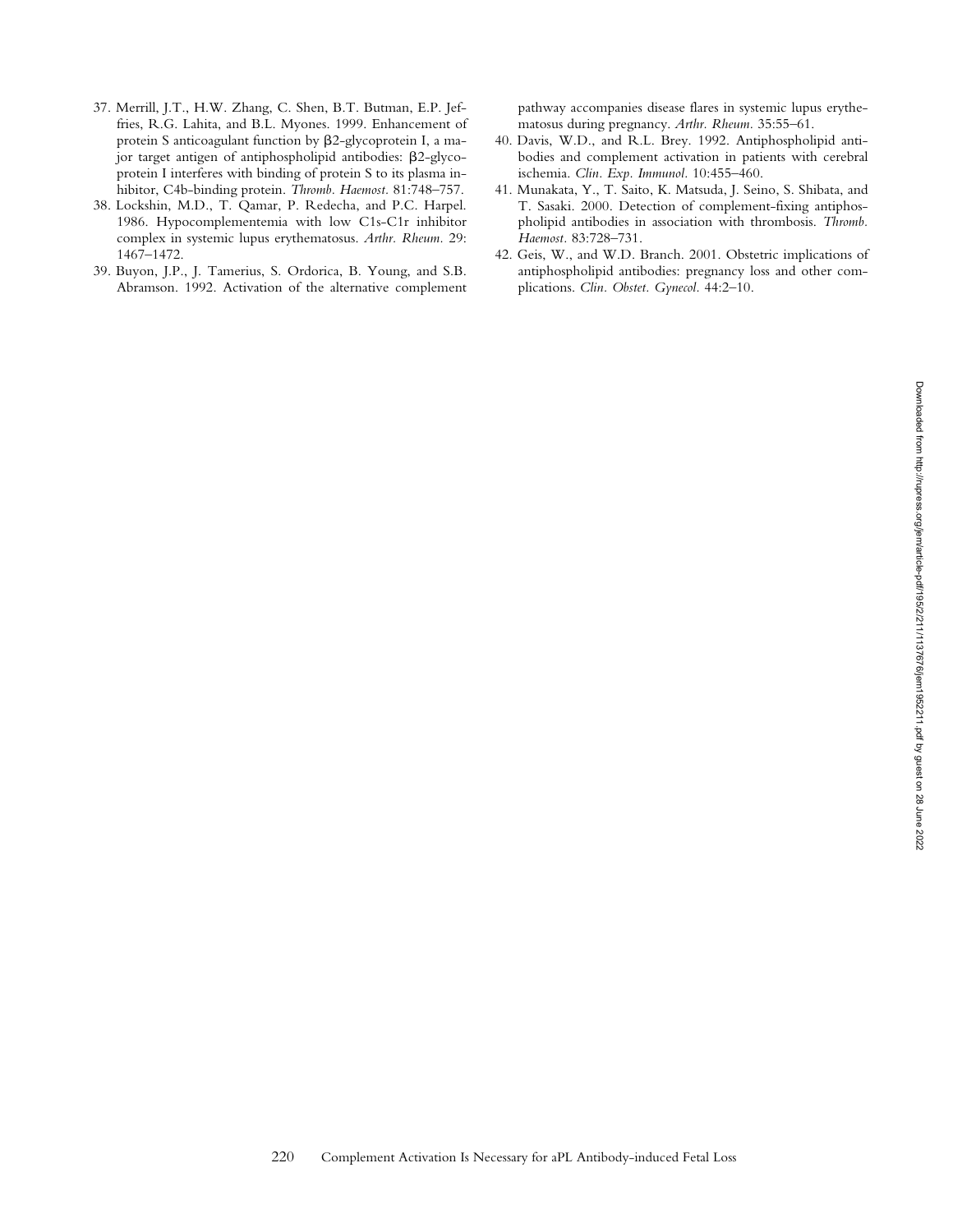37. Merrill, J.T., H.W. Zhang, C. Shen, B.T. Butman, E.P. Jeffries, R.G. Lahita, and B.L. Myones. 1999. Enhancement of protein S anticoagulant function by β2-glycoprotein I, a major target antigen of antiphospholipid antibodies: β2-glycoprotein I interferes with binding of protein S to its plasma inhibitor, C4b-binding protein. *Thromb. Haemost.* 81:748–757.
38. Lockshin, M.D., T. Qamar, P. Redecha, and P.C. Harpel. 1986. Hypocomplementemia with low C1s-C1r inhibitor complex in systemic lupus erythematosus. *Arthr. Rheum.* 29: 1467–1472.
39. Buyon, J.P., J. Tamerius, S. Ordorica, B. Young, and S.B. Abramson. 1992. Activation of the alternative complement pathway accompanies disease flares in systemic lupus erythematosus during pregnancy. *Arthr. Rheum.* 35:55–61.
40. Davis, W.D., and R.L. Brey. 1992. Antiphospholipid antibodies and complement activation in patients with cerebral ischemia. *Clin. Exp. Immunol.* 10:455–460.
41. Munakata, Y., T. Saito, K. Matsuda, J. Seino, S. Shibata, and T. Sasaki. 2000. Detection of complement-fixing antiphospholipid antibodies in association with thrombosis. *Thromb. Haemost.* 83:728–731.
42. Geis, W., and W.D. Branch. 2001. Obstetric implications of antiphospholipid antibodies: pregnancy loss and other complications. *Clin. Obstet. Gynecol.* 44:2–10.